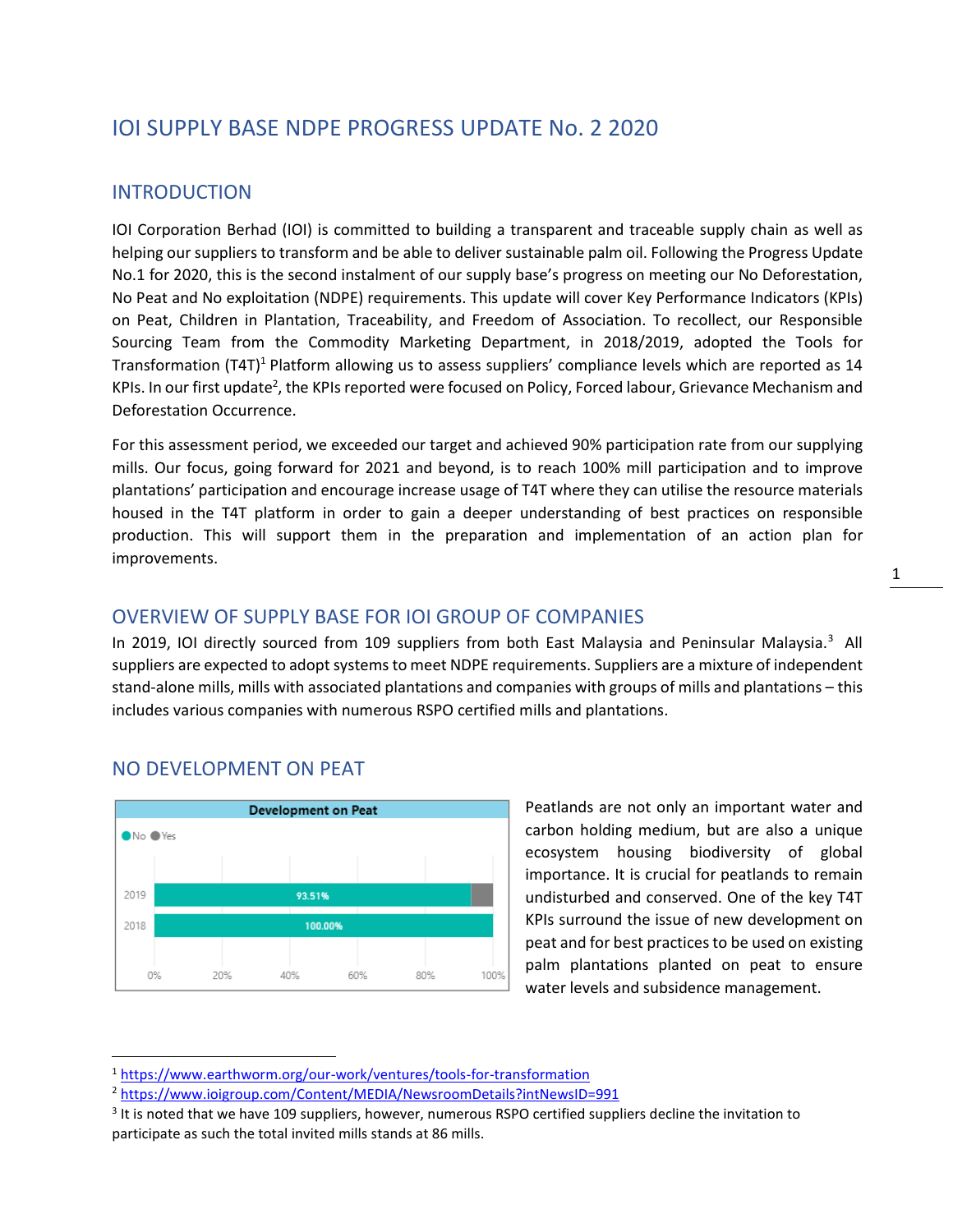# IOI SUPPLY BASE NDPE PROGRESS UPDATE No. 2 2020

## INTRODUCTION

IOI Corporation Berhad (IOI) is committed to building a transparent and traceable supply chain as well as helping our suppliers to transform and be able to deliver sustainable palm oil. Following the Progress Update No.1 for 2020, this is the second instalment of our supply base's progress on meeting our No Deforestation, No Peat and No exploitation (NDPE) requirements. This update will cover Key Performance Indicators (KPIs) on Peat, Children in Plantation, Traceability, and Freedom of Association. To recollect, our Responsible Sourcing Team from the Commodity Marketing Department, in 2018/2019, adopted the Tools for Transformation (T4T)[1] Platform allowing us to assess suppliers' compliance levels which are reported as 14 KPIs. In our first update[2], the KPIs reported were focused on Policy, Forced labour, Grievance Mechanism and Deforestation Occurrence.

For this assessment period, we exceeded our target and achieved 90% participation rate from our supplying mills. Our focus, going forward for 2021 and beyond, is to reach 100% mill participation and to improve plantations' participation and encourage increase usage of T4T where they can utilise the resource materials housed in the T4T platform in order to gain a deeper understanding of best practices on responsible production. This will support them in the preparation and implementation of an action plan for improvements.

## OVERVIEW OF SUPPLY BASE FOR IOI GROUP OF COMPANIES

In 2019, IOI directly sourced from 109 suppliers from both East Malaysia and Peninsular Malaysia.[3] All suppliers are expected to adopt systems to meet NDPE requirements. Suppliers are a mixture of independent stand-alone mills, mills with associated plantations and companies with groups of mills and plantations – this includes various companies with numerous RSPO certified mills and plantations.

## NO DEVELOPMENT ON PEAT

**Development on Peat**

| Year | No | Yes |
|---|---|---|
| 2019 | 93.51% | |
| 2018 | 100.00% | |

Peatlands are not only an important water and carbon holding medium, but are also a unique ecosystem housing biodiversity of global importance. It is crucial for peatlands to remain undisturbed and conserved. One of the key T4T KPIs surround the issue of new development on peat and for best practices to be used on existing palm plantations planted on peat to ensure water levels and subsidence management.

---

[1] https://www.earthworm.org/our-work/ventures/tools-for-transformation

[2] https://www.ioigroup.com/Content/MEDIA/NewsroomDetails?intNewsID=991

[3] It is noted that we have 109 suppliers, however, numerous RSPO certified suppliers decline the invitation to participate as such the total invited mills stands at 86 mills.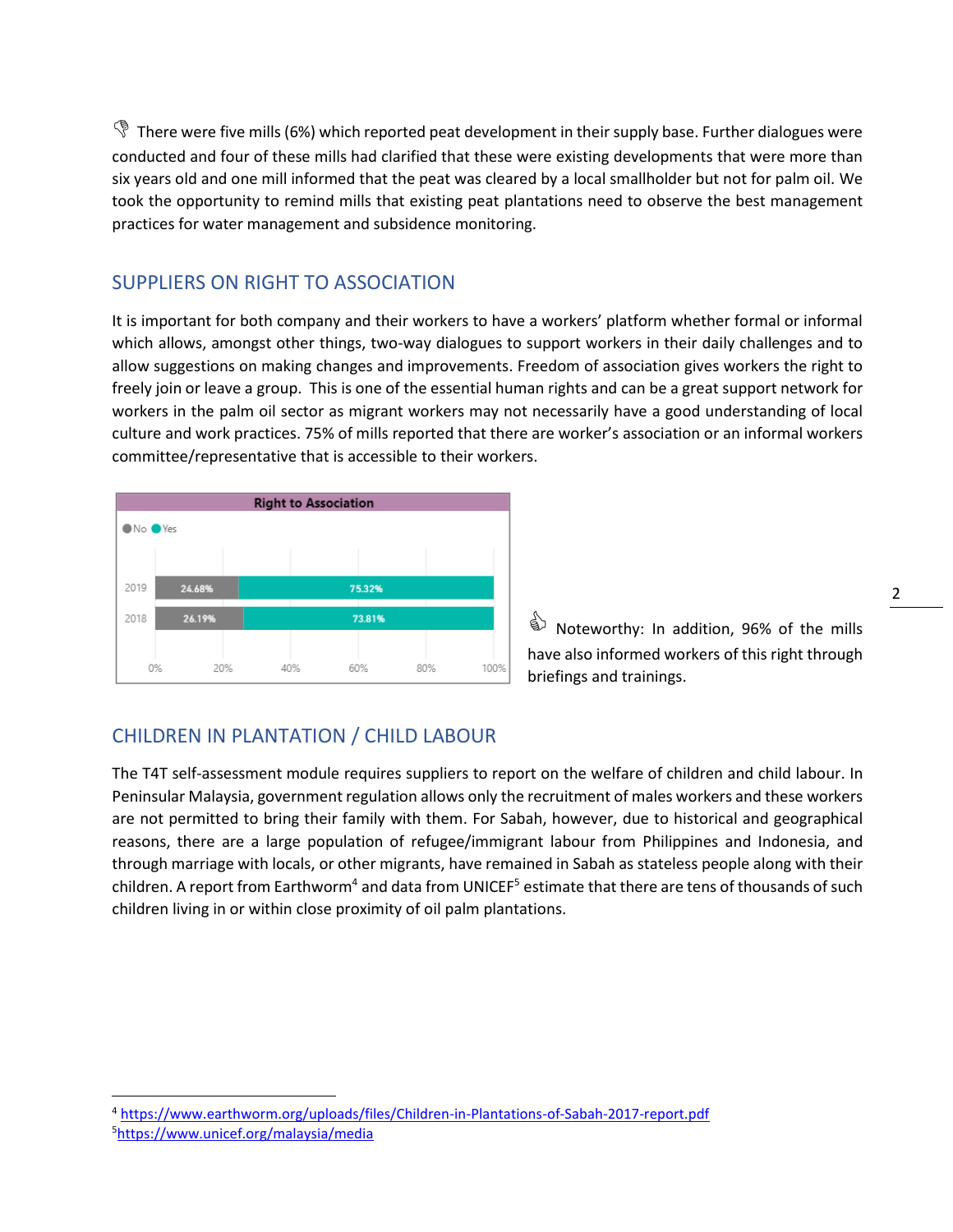There were five mills (6%) which reported peat development in their supply base. Further dialogues were conducted and four of these mills had clarified that these were existing developments that were more than six years old and one mill informed that the peat was cleared by a local smallholder but not for palm oil. We took the opportunity to remind mills that existing peat plantations need to observe the best management practices for water management and subsidence monitoring.

## SUPPLIERS ON RIGHT TO ASSOCIATION

It is important for both company and their workers to have a workers' platform whether formal or informal which allows, amongst other things, two-way dialogues to support workers in their daily challenges and to allow suggestions on making changes and improvements. Freedom of association gives workers the right to freely join or leave a group. This is one of the essential human rights and can be a great support network for workers in the palm oil sector as migrant workers may not necessarily have a good understanding of local culture and work practices. 75% of mills reported that there are worker's association or an informal workers committee/representative that is accessible to their workers.

**Right to Association**

| Year | No | Yes |
| --- | --- | --- |
| 2019 | 24.68% | 75.32% |
| 2018 | 26.19% | 73.81% |

Noteworthy: In addition, 96% of the mills have also informed workers of this right through briefings and trainings.

## CHILDREN IN PLANTATION / CHILD LABOUR

The T4T self-assessment module requires suppliers to report on the welfare of children and child labour. In Peninsular Malaysia, government regulation allows only the recruitment of males workers and these workers are not permitted to bring their family with them. For Sabah, however, due to historical and geographical reasons, there are a large population of refugee/immigrant labour from Philippines and Indonesia, and through marriage with locals, or other migrants, have remained in Sabah as stateless people along with their children. A report from Earthworm[4] and data from UNICEF[5] estimate that there are tens of thousands of such children living in or within close proximity of oil palm plantations.

---

[4] https://www.earthworm.org/uploads/files/Children-in-Plantations-of-Sabah-2017-report.pdf

[5] https://www.unicef.org/malaysia/media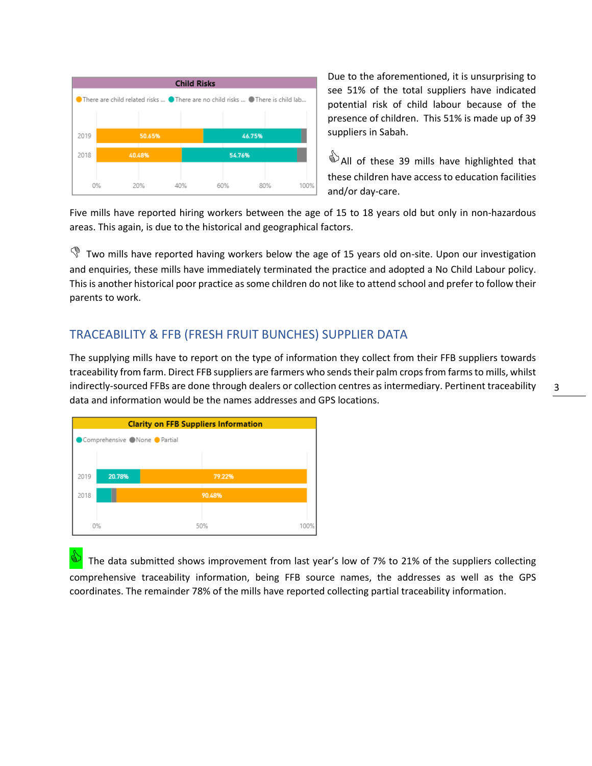Due to the aforementioned, it is unsurprising to see 51% of the total suppliers have indicated potential risk of child labour because of the presence of children. This 51% is made up of 39 suppliers in Sabah.

All of these 39 mills have highlighted that these children have access to education facilities and/or day-care.

Five mills have reported hiring workers between the age of 15 to 18 years old but only in non-hazardous areas. This again, is due to the historical and geographical factors.

Two mills have reported having workers below the age of 15 years old on-site. Upon our investigation and enquiries, these mills have immediately terminated the practice and adopted a No Child Labour policy. This is another historical poor practice as some children do not like to attend school and prefer to follow their parents to work.

## TRACEABILITY & FFB (FRESH FRUIT BUNCHES) SUPPLIER DATA

The supplying mills have to report on the type of information they collect from their FFB suppliers towards traceability from farm. Direct FFB suppliers are farmers who sends their palm crops from farms to mills, whilst indirectly-sourced FFBs are done through dealers or collection centres as intermediary. Pertinent traceability data and information would be the names addresses and GPS locations.

The data submitted shows improvement from last year's low of 7% to 21% of the suppliers collecting comprehensive traceability information, being FFB source names, the addresses as well as the GPS coordinates. The remainder 78% of the mills have reported collecting partial traceability information.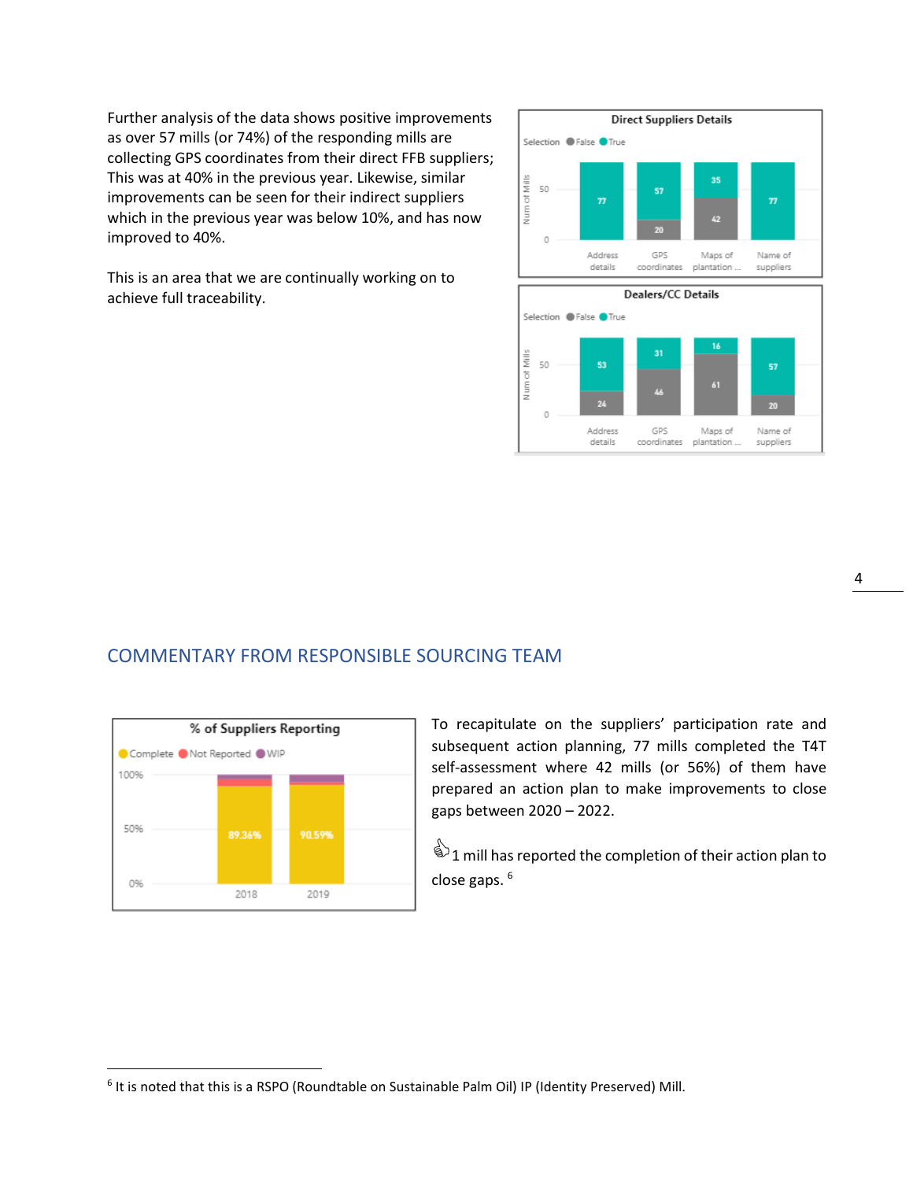Further analysis of the data shows positive improvements as over 57 mills (or 74%) of the responding mills are collecting GPS coordinates from their direct FFB suppliers; This was at 40% in the previous year. Likewise, similar improvements can be seen for their indirect suppliers which in the previous year was below 10%, and has now improved to 40%.

This is an area that we are continually working on to achieve full traceability.

**Direct Suppliers Details**

| Num of Mills | Address details | GPS coordinates | Maps of plantation ... | Name of suppliers |
|---|---|---|---|---|
| False | | 20 | 42 | |
| True | 77 | 57 | 35 | 77 |

**Dealers/CC Details**

| Num of Mills | Address details | GPS coordinates | Maps of plantation ... | Name of suppliers |
|---|---|---|---|---|
| False | 24 | 46 | 61 | 20 |
| True | 53 | 31 | 16 | 57 |

## COMMENTARY FROM RESPONSIBLE SOURCING TEAM

**% of Suppliers Reporting**

| | 2018 | 2019 |
|---|---|---|
| Complete | 89.36% | 90.59% |

To recapitulate on the suppliers' participation rate and subsequent action planning, 77 mills completed the T4T self-assessment where 42 mills (or 56%) of them have prepared an action plan to make improvements to close gaps between 2020 – 2022.

1 mill has reported the completion of their action plan to close gaps. [6]

[6] It is noted that this is a RSPO (Roundtable on Sustainable Palm Oil) IP (Identity Preserved) Mill.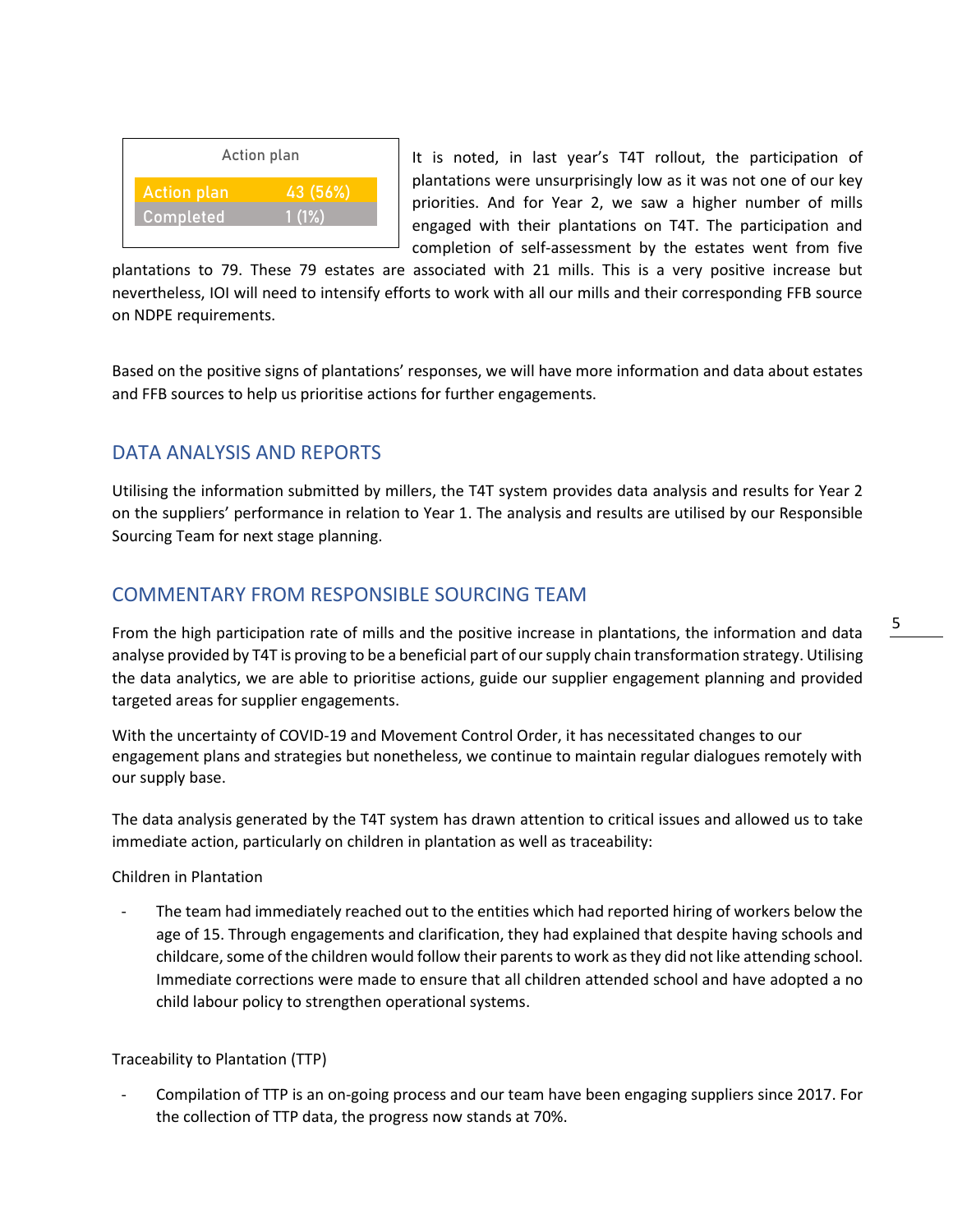| Action plan | |
|---|---|
| Action plan | 43 (56%) |
| Completed | 1 (1%) |

It is noted, in last year's T4T rollout, the participation of plantations were unsurprisingly low as it was not one of our key priorities. And for Year 2, we saw a higher number of mills engaged with their plantations on T4T. The participation and completion of self-assessment by the estates went from five plantations to 79. These 79 estates are associated with 21 mills. This is a very positive increase but nevertheless, IOI will need to intensify efforts to work with all our mills and their corresponding FFB source on NDPE requirements.

Based on the positive signs of plantations' responses, we will have more information and data about estates and FFB sources to help us prioritise actions for further engagements.

## DATA ANALYSIS AND REPORTS

Utilising the information submitted by millers, the T4T system provides data analysis and results for Year 2 on the suppliers' performance in relation to Year 1. The analysis and results are utilised by our Responsible Sourcing Team for next stage planning.

## COMMENTARY FROM RESPONSIBLE SOURCING TEAM

From the high participation rate of mills and the positive increase in plantations, the information and data analyse provided by T4T is proving to be a beneficial part of our supply chain transformation strategy. Utilising the data analytics, we are able to prioritise actions, guide our supplier engagement planning and provided targeted areas for supplier engagements.

With the uncertainty of COVID-19 and Movement Control Order, it has necessitated changes to our engagement plans and strategies but nonetheless, we continue to maintain regular dialogues remotely with our supply base.

The data analysis generated by the T4T system has drawn attention to critical issues and allowed us to take immediate action, particularly on children in plantation as well as traceability:

Children in Plantation

- The team had immediately reached out to the entities which had reported hiring of workers below the age of 15. Through engagements and clarification, they had explained that despite having schools and childcare, some of the children would follow their parents to work as they did not like attending school. Immediate corrections were made to ensure that all children attended school and have adopted a no child labour policy to strengthen operational systems.

Traceability to Plantation (TTP)

- Compilation of TTP is an on-going process and our team have been engaging suppliers since 2017. For the collection of TTP data, the progress now stands at 70%.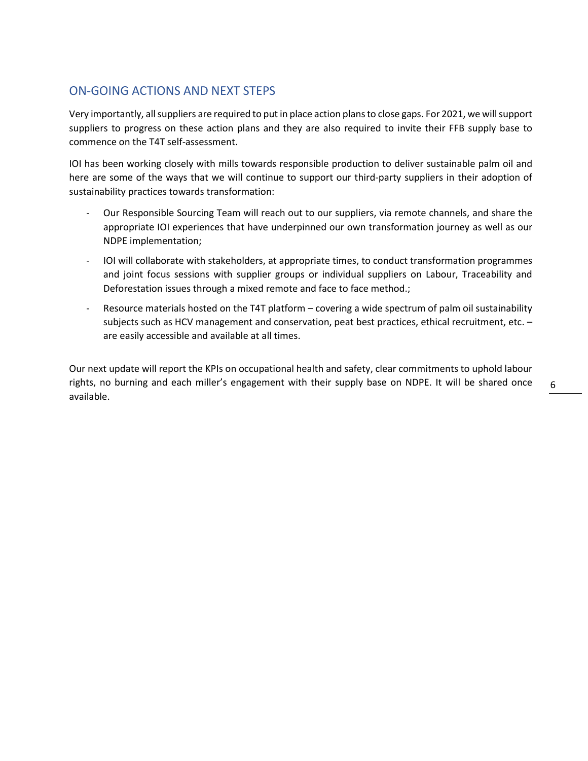## ON-GOING ACTIONS AND NEXT STEPS

Very importantly, all suppliers are required to put in place action plans to close gaps. For 2021, we will support suppliers to progress on these action plans and they are also required to invite their FFB supply base to commence on the T4T self-assessment.

IOI has been working closely with mills towards responsible production to deliver sustainable palm oil and here are some of the ways that we will continue to support our third-party suppliers in their adoption of sustainability practices towards transformation:

- Our Responsible Sourcing Team will reach out to our suppliers, via remote channels, and share the appropriate IOI experiences that have underpinned our own transformation journey as well as our NDPE implementation;
- IOI will collaborate with stakeholders, at appropriate times, to conduct transformation programmes and joint focus sessions with supplier groups or individual suppliers on Labour, Traceability and Deforestation issues through a mixed remote and face to face method.;
- Resource materials hosted on the T4T platform – covering a wide spectrum of palm oil sustainability subjects such as HCV management and conservation, peat best practices, ethical recruitment, etc. – are easily accessible and available at all times.

Our next update will report the KPIs on occupational health and safety, clear commitments to uphold labour rights, no burning and each miller's engagement with their supply base on NDPE. It will be shared once available.